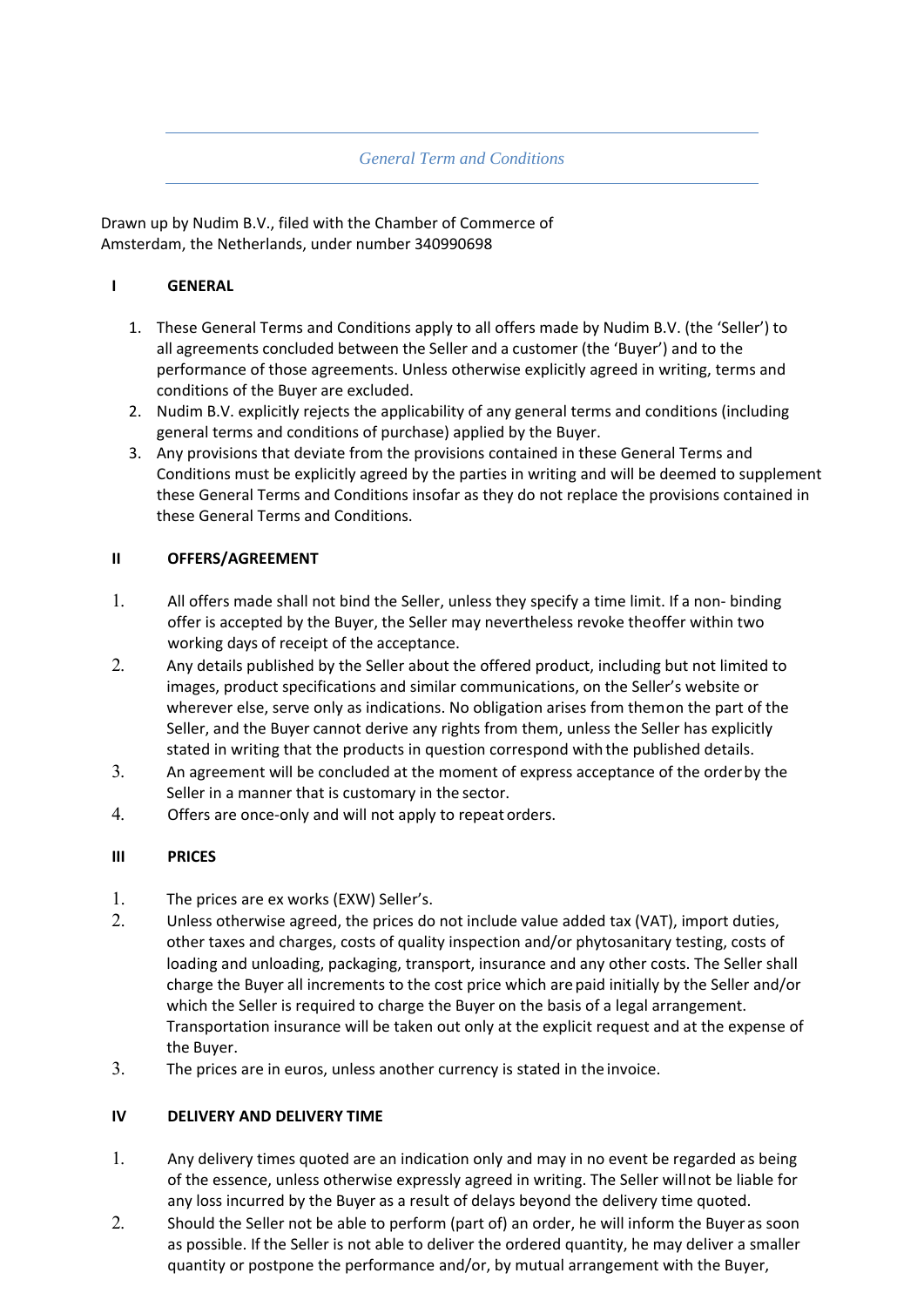*General Term and Conditions*

Drawn up by Nudim B.V., filed with the Chamber of Commerce of Amsterdam, the Netherlands, under number 340990698

## I GENERAL

1. These General Terms and Conditions apply to all offers made by Nudim B.V. (the 'Seller') to all agreements concluded between the Seller and a customer (the 'Buyer') and to the performance of those agreements. Unless otherwise explicitly agreed in writing, terms and conditions of the Buyer are excluded.
2. Nudim B.V. explicitly rejects the applicability of any general terms and conditions (including general terms and conditions of purchase) applied by the Buyer.
3. Any provisions that deviate from the provisions contained in these General Terms and Conditions must be explicitly agreed by the parties in writing and will be deemed to supplement these General Terms and Conditions insofar as they do not replace the provisions contained in these General Terms and Conditions.

## II OFFERS/AGREEMENT

1. All offers made shall not bind the Seller, unless they specify a time limit. If a non- binding offer is accepted by the Buyer, the Seller may nevertheless revoke theoffer within two working days of receipt of the acceptance.
2. Any details published by the Seller about the offered product, including but not limited to images, product specifications and similar communications, on the Seller's website or wherever else, serve only as indications. No obligation arises from themon the part of the Seller, and the Buyer cannot derive any rights from them, unless the Seller has explicitly stated in writing that the products in question correspond with the published details.
3. An agreement will be concluded at the moment of express acceptance of the orderby the Seller in a manner that is customary in the sector.
4. Offers are once-only and will not apply to repeat orders.

## III PRICES

1. The prices are ex works (EXW) Seller's.
2. Unless otherwise agreed, the prices do not include value added tax (VAT), import duties, other taxes and charges, costs of quality inspection and/or phytosanitary testing, costs of loading and unloading, packaging, transport, insurance and any other costs. The Seller shall charge the Buyer all increments to the cost price which are paid initially by the Seller and/or which the Seller is required to charge the Buyer on the basis of a legal arrangement. Transportation insurance will be taken out only at the explicit request and at the expense of the Buyer.
3. The prices are in euros, unless another currency is stated in the invoice.

## IV DELIVERY AND DELIVERY TIME

1. Any delivery times quoted are an indication only and may in no event be regarded as being of the essence, unless otherwise expressly agreed in writing. The Seller willnot be liable for any loss incurred by the Buyer as a result of delays beyond the delivery time quoted.
2. Should the Seller not be able to perform (part of) an order, he will inform the Buyer as soon as possible. If the Seller is not able to deliver the ordered quantity, he may deliver a smaller quantity or postpone the performance and/or, by mutual arrangement with the Buyer,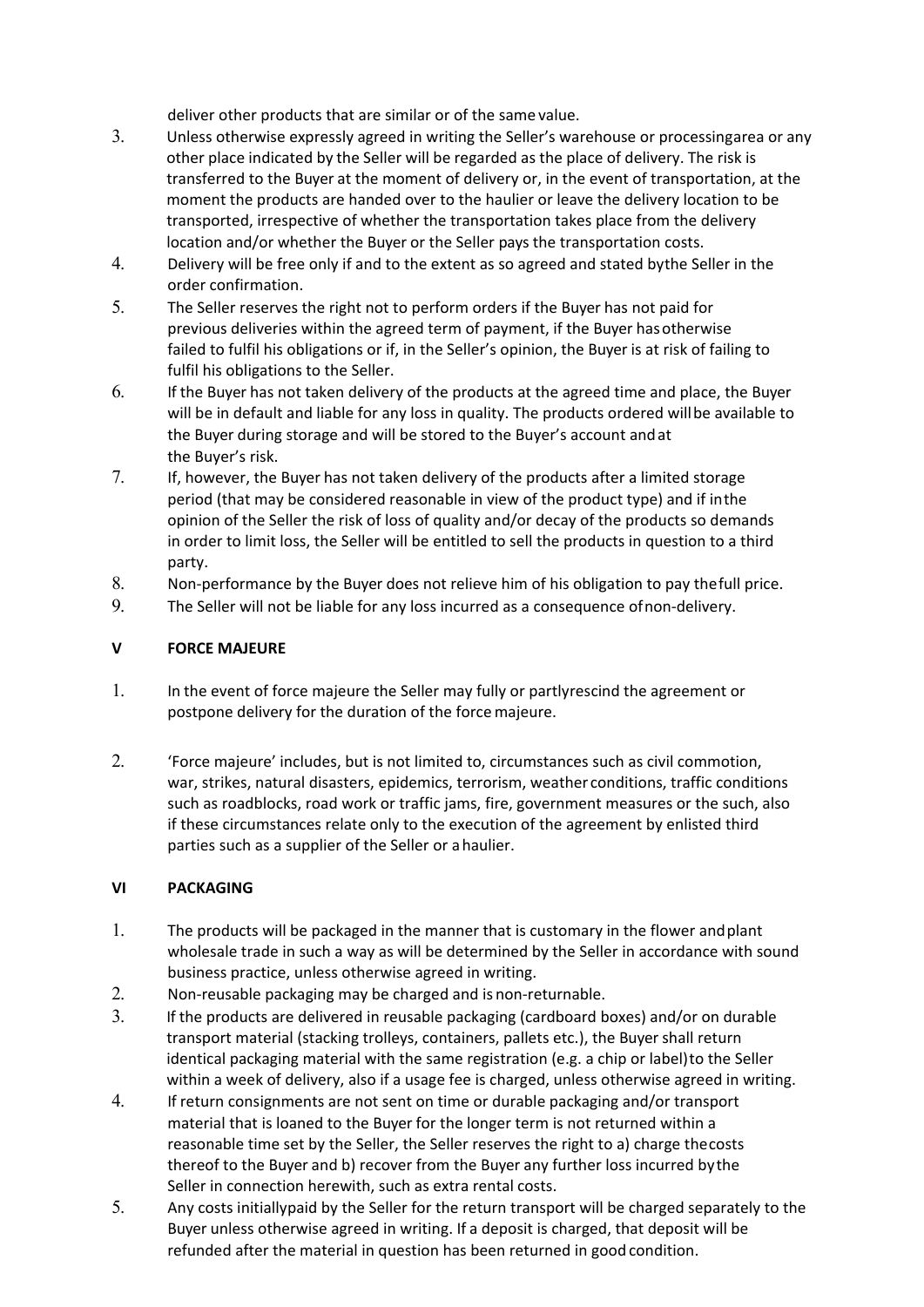deliver other products that are similar or of the same value.

3. Unless otherwise expressly agreed in writing the Seller's warehouse or processing area or any other place indicated by the Seller will be regarded as the place of delivery. The risk is transferred to the Buyer at the moment of delivery or, in the event of transportation, at the moment the products are handed over to the haulier or leave the delivery location to be transported, irrespective of whether the transportation takes place from the delivery location and/or whether the Buyer or the Seller pays the transportation costs.
4. Delivery will be free only if and to the extent as so agreed and stated by the Seller in the order confirmation.
5. The Seller reserves the right not to perform orders if the Buyer has not paid for previous deliveries within the agreed term of payment, if the Buyer has otherwise failed to fulfil his obligations or if, in the Seller's opinion, the Buyer is at risk of failing to fulfil his obligations to the Seller.
6. If the Buyer has not taken delivery of the products at the agreed time and place, the Buyer will be in default and liable for any loss in quality. The products ordered will be available to the Buyer during storage and will be stored to the Buyer's account and at the Buyer's risk.
7. If, however, the Buyer has not taken delivery of the products after a limited storage period (that may be considered reasonable in view of the product type) and if in the opinion of the Seller the risk of loss of quality and/or decay of the products so demands in order to limit loss, the Seller will be entitled to sell the products in question to a third party.
8. Non-performance by the Buyer does not relieve him of his obligation to pay the full price.
9. The Seller will not be liable for any loss incurred as a consequence of non-delivery.

## V FORCE MAJEURE

1. In the event of force majeure the Seller may fully or partly rescind the agreement or postpone delivery for the duration of the force majeure.
2. 'Force majeure' includes, but is not limited to, circumstances such as civil commotion, war, strikes, natural disasters, epidemics, terrorism, weather conditions, traffic conditions such as roadblocks, road work or traffic jams, fire, government measures or the such, also if these circumstances relate only to the execution of the agreement by enlisted third parties such as a supplier of the Seller or a haulier.

## VI PACKAGING

1. The products will be packaged in the manner that is customary in the flower and plant wholesale trade in such a way as will be determined by the Seller in accordance with sound business practice, unless otherwise agreed in writing.
2. Non-reusable packaging may be charged and is non-returnable.
3. If the products are delivered in reusable packaging (cardboard boxes) and/or on durable transport material (stacking trolleys, containers, pallets etc.), the Buyer shall return identical packaging material with the same registration (e.g. a chip or label) to the Seller within a week of delivery, also if a usage fee is charged, unless otherwise agreed in writing.
4. If return consignments are not sent on time or durable packaging and/or transport material that is loaned to the Buyer for the longer term is not returned within a reasonable time set by the Seller, the Seller reserves the right to a) charge the costs thereof to the Buyer and b) recover from the Buyer any further loss incurred by the Seller in connection herewith, such as extra rental costs.
5. Any costs initially paid by the Seller for the return transport will be charged separately to the Buyer unless otherwise agreed in writing. If a deposit is charged, that deposit will be refunded after the material in question has been returned in good condition.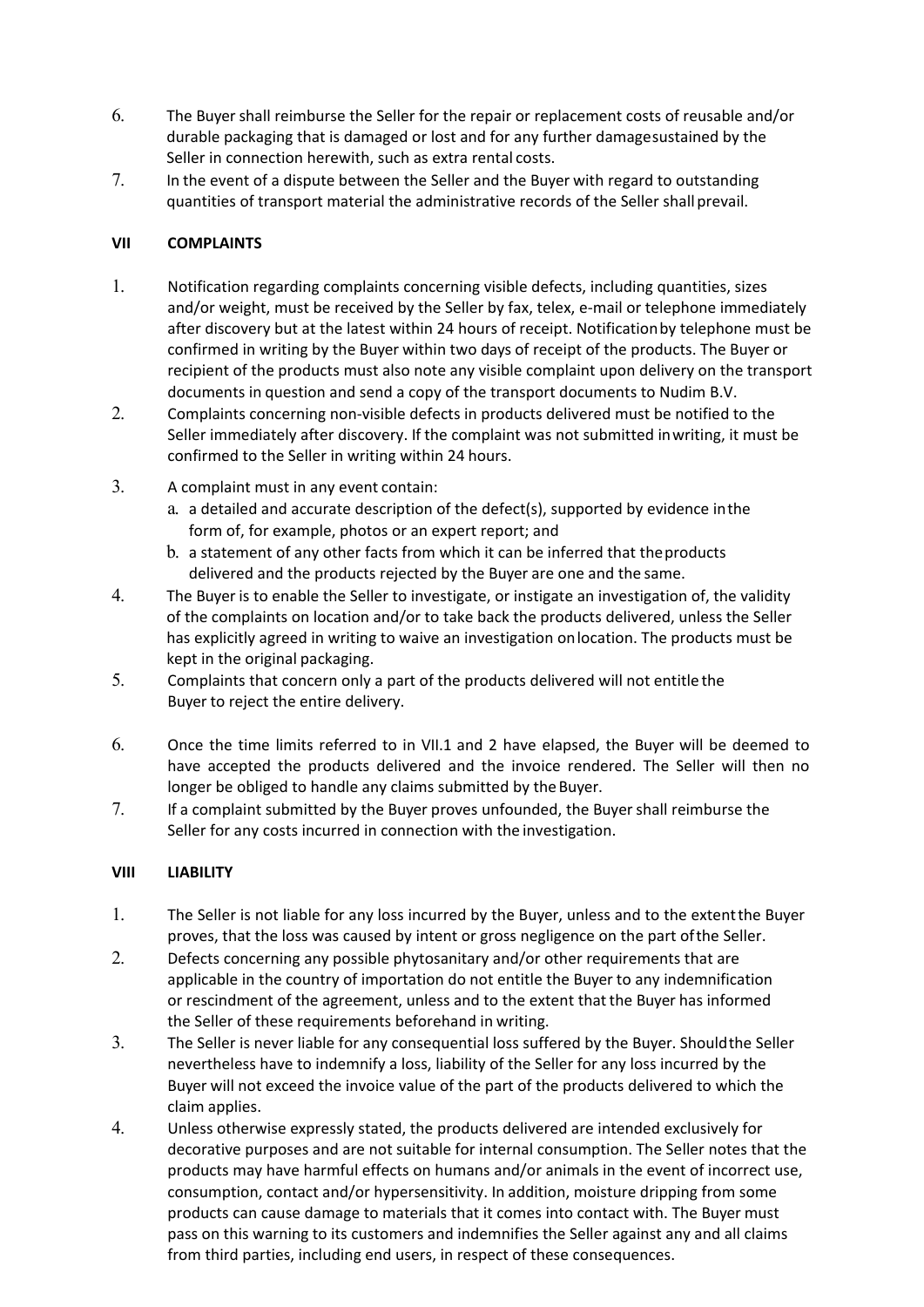6. The Buyer shall reimburse the Seller for the repair or replacement costs of reusable and/or durable packaging that is damaged or lost and for any further damage sustained by the Seller in connection herewith, such as extra rental costs.
7. In the event of a dispute between the Seller and the Buyer with regard to outstanding quantities of transport material the administrative records of the Seller shall prevail.

## VII COMPLAINTS

1. Notification regarding complaints concerning visible defects, including quantities, sizes and/or weight, must be received by the Seller by fax, telex, e-mail or telephone immediately after discovery but at the latest within 24 hours of receipt. Notification by telephone must be confirmed in writing by the Buyer within two days of receipt of the products. The Buyer or recipient of the products must also note any visible complaint upon delivery on the transport documents in question and send a copy of the transport documents to Nudim B.V.
2. Complaints concerning non-visible defects in products delivered must be notified to the Seller immediately after discovery. If the complaint was not submitted in writing, it must be confirmed to the Seller in writing within 24 hours.
3. A complaint must in any event contain:
   a. a detailed and accurate description of the defect(s), supported by evidence in the form of, for example, photos or an expert report; and
   b. a statement of any other facts from which it can be inferred that the products delivered and the products rejected by the Buyer are one and the same.
4. The Buyer is to enable the Seller to investigate, or instigate an investigation of, the validity of the complaints on location and/or to take back the products delivered, unless the Seller has explicitly agreed in writing to waive an investigation on location. The products must be kept in the original packaging.
5. Complaints that concern only a part of the products delivered will not entitle the Buyer to reject the entire delivery.
6. Once the time limits referred to in VII.1 and 2 have elapsed, the Buyer will be deemed to have accepted the products delivered and the invoice rendered. The Seller will then no longer be obliged to handle any claims submitted by the Buyer.
7. If a complaint submitted by the Buyer proves unfounded, the Buyer shall reimburse the Seller for any costs incurred in connection with the investigation.

## VIII LIABILITY

1. The Seller is not liable for any loss incurred by the Buyer, unless and to the extent the Buyer proves, that the loss was caused by intent or gross negligence on the part of the Seller.
2. Defects concerning any possible phytosanitary and/or other requirements that are applicable in the country of importation do not entitle the Buyer to any indemnification or rescindment of the agreement, unless and to the extent that the Buyer has informed the Seller of these requirements beforehand in writing.
3. The Seller is never liable for any consequential loss suffered by the Buyer. Should the Seller nevertheless have to indemnify a loss, liability of the Seller for any loss incurred by the Buyer will not exceed the invoice value of the part of the products delivered to which the claim applies.
4. Unless otherwise expressly stated, the products delivered are intended exclusively for decorative purposes and are not suitable for internal consumption. The Seller notes that the products may have harmful effects on humans and/or animals in the event of incorrect use, consumption, contact and/or hypersensitivity. In addition, moisture dripping from some products can cause damage to materials that it comes into contact with. The Buyer must pass on this warning to its customers and indemnifies the Seller against any and all claims from third parties, including end users, in respect of these consequences.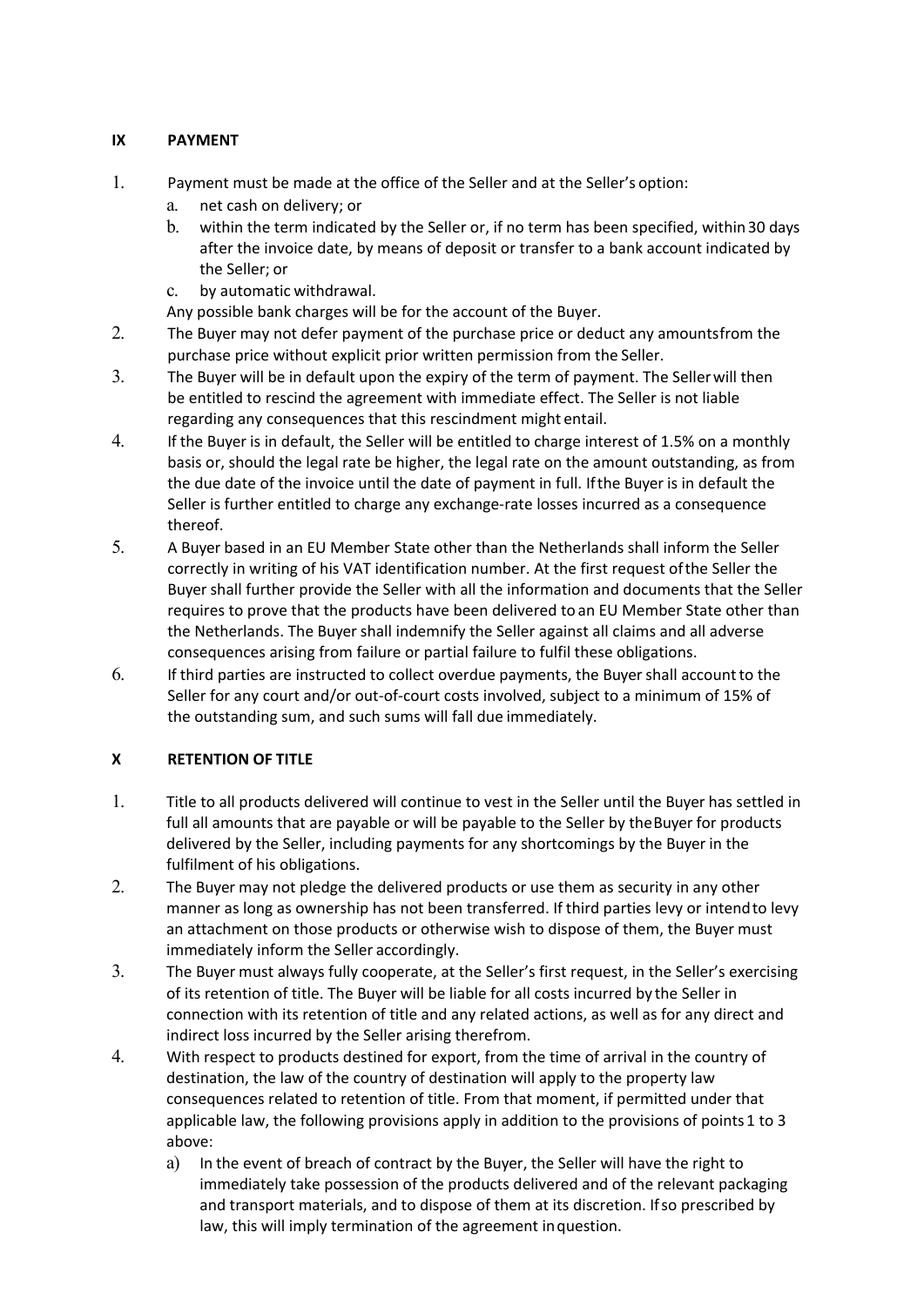## IX PAYMENT

1. Payment must be made at the office of the Seller and at the Seller's option:
   a. net cash on delivery; or
   b. within the term indicated by the Seller or, if no term has been specified, within 30 days after the invoice date, by means of deposit or transfer to a bank account indicated by the Seller; or
   c. by automatic withdrawal.

   Any possible bank charges will be for the account of the Buyer.
2. The Buyer may not defer payment of the purchase price or deduct any amounts from the purchase price without explicit prior written permission from the Seller.
3. The Buyer will be in default upon the expiry of the term of payment. The Seller will then be entitled to rescind the agreement with immediate effect. The Seller is not liable regarding any consequences that this rescindment might entail.
4. If the Buyer is in default, the Seller will be entitled to charge interest of 1.5% on a monthly basis or, should the legal rate be higher, the legal rate on the amount outstanding, as from the due date of the invoice until the date of payment in full. If the Buyer is in default the Seller is further entitled to charge any exchange-rate losses incurred as a consequence thereof.
5. A Buyer based in an EU Member State other than the Netherlands shall inform the Seller correctly in writing of his VAT identification number. At the first request of the Seller the Buyer shall further provide the Seller with all the information and documents that the Seller requires to prove that the products have been delivered to an EU Member State other than the Netherlands. The Buyer shall indemnify the Seller against all claims and all adverse consequences arising from failure or partial failure to fulfil these obligations.
6. If third parties are instructed to collect overdue payments, the Buyer shall account to the Seller for any court and/or out-of-court costs involved, subject to a minimum of 15% of the outstanding sum, and such sums will fall due immediately.

## X RETENTION OF TITLE

1. Title to all products delivered will continue to vest in the Seller until the Buyer has settled in full all amounts that are payable or will be payable to the Seller by the Buyer for products delivered by the Seller, including payments for any shortcomings by the Buyer in the fulfilment of his obligations.
2. The Buyer may not pledge the delivered products or use them as security in any other manner as long as ownership has not been transferred. If third parties levy or intend to levy an attachment on those products or otherwise wish to dispose of them, the Buyer must immediately inform the Seller accordingly.
3. The Buyer must always fully cooperate, at the Seller's first request, in the Seller's exercising of its retention of title. The Buyer will be liable for all costs incurred by the Seller in connection with its retention of title and any related actions, as well as for any direct and indirect loss incurred by the Seller arising therefrom.
4. With respect to products destined for export, from the time of arrival in the country of destination, the law of the country of destination will apply to the property law consequences related to retention of title. From that moment, if permitted under that applicable law, the following provisions apply in addition to the provisions of points 1 to 3 above:
   a) In the event of breach of contract by the Buyer, the Seller will have the right to immediately take possession of the products delivered and of the relevant packaging and transport materials, and to dispose of them at its discretion. If so prescribed by law, this will imply termination of the agreement in question.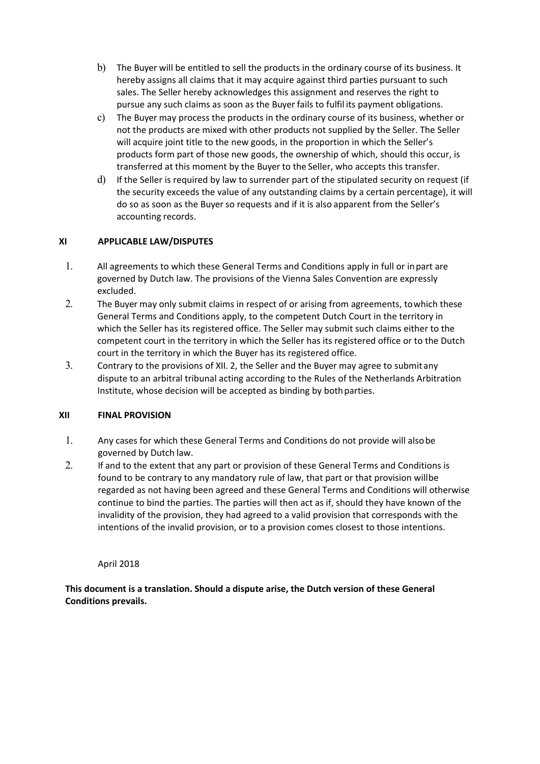b) The Buyer will be entitled to sell the products in the ordinary course of its business. It hereby assigns all claims that it may acquire against third parties pursuant to such sales. The Seller hereby acknowledges this assignment and reserves the right to pursue any such claims as soon as the Buyer fails to fulfil its payment obligations.

c) The Buyer may process the products in the ordinary course of its business, whether or not the products are mixed with other products not supplied by the Seller. The Seller will acquire joint title to the new goods, in the proportion in which the Seller's products form part of those new goods, the ownership of which, should this occur, is transferred at this moment by the Buyer to the Seller, who accepts this transfer.

d) If the Seller is required by law to surrender part of the stipulated security on request (if the security exceeds the value of any outstanding claims by a certain percentage), it will do so as soon as the Buyer so requests and if it is also apparent from the Seller's accounting records.

## XI APPLICABLE LAW/DISPUTES

1. All agreements to which these General Terms and Conditions apply in full or in part are governed by Dutch law. The provisions of the Vienna Sales Convention are expressly excluded.
2. The Buyer may only submit claims in respect of or arising from agreements, to which these General Terms and Conditions apply, to the competent Dutch Court in the territory in which the Seller has its registered office. The Seller may submit such claims either to the competent court in the territory in which the Seller has its registered office or to the Dutch court in the territory in which the Buyer has its registered office.
3. Contrary to the provisions of XII. 2, the Seller and the Buyer may agree to submit any dispute to an arbitral tribunal acting according to the Rules of the Netherlands Arbitration Institute, whose decision will be accepted as binding by both parties.

## XII FINAL PROVISION

1. Any cases for which these General Terms and Conditions do not provide will also be governed by Dutch law.
2. If and to the extent that any part or provision of these General Terms and Conditions is found to be contrary to any mandatory rule of law, that part or that provision will be regarded as not having been agreed and these General Terms and Conditions will otherwise continue to bind the parties. The parties will then act as if, should they have known of the invalidity of the provision, they had agreed to a valid provision that corresponds with the intentions of the invalid provision, or to a provision comes closest to those intentions.

April 2018

**This document is a translation. Should a dispute arise, the Dutch version of these General Conditions prevails.**